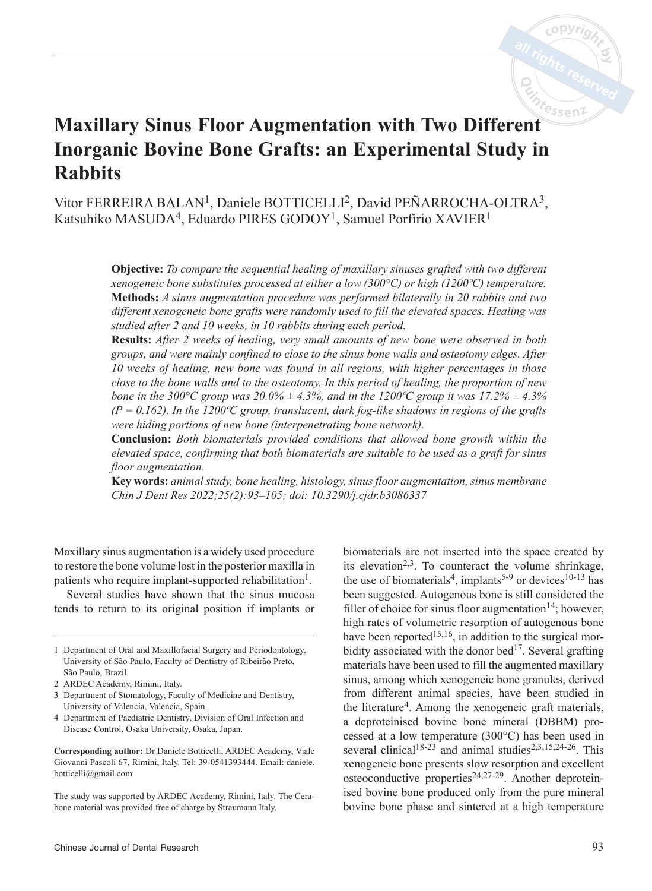# Maxillary Sinus Floor Augmentation with Two Different Inorganic Bovine Bone Grafts: an Experimental Study in Rabbits

Vitor FERREIRA BALAN[1], Daniele BOTTICELLI[2], David PEÑARROCHA-OLTRA[3], Katsuhiko MASUDA[4], Eduardo PIRES GODOY[1], Samuel Porfirio XAVIER[1]

**Objective:** *To compare the sequential healing of maxillary sinuses grafted with two different xenogeneic bone substitutes processed at either a low (300°C) or high (1200ºC) temperature.*
**Methods:** *A sinus augmentation procedure was performed bilaterally in 20 rabbits and two different xenogeneic bone grafts were randomly used to fill the elevated spaces. Healing was studied after 2 and 10 weeks, in 10 rabbits during each period.*
**Results:** *After 2 weeks of healing, very small amounts of new bone were observed in both groups, and were mainly confined to close to the sinus bone walls and osteotomy edges. After 10 weeks of healing, new bone was found in all regions, with higher percentages in those close to the bone walls and to the osteotomy. In this period of healing, the proportion of new bone in the 300°C group was 20.0% ± 4.3%, and in the 1200ºC group it was 17.2% ± 4.3% (P = 0.162). In the 1200ºC group, translucent, dark fog-like shadows in regions of the grafts were hiding portions of new bone (interpenetrating bone network).*
**Conclusion:** *Both biomaterials provided conditions that allowed bone growth within the elevated space, confirming that both biomaterials are suitable to be used as a graft for sinus floor augmentation.*
**Key words:** *animal study, bone healing, histology, sinus floor augmentation, sinus membrane*
*Chin J Dent Res 2022;25(2):93–105; doi: 10.3290/j.cjdr.b3086337*

Maxillary sinus augmentation is a widely used procedure to restore the bone volume lost in the posterior maxilla in patients who require implant-supported rehabilitation[1].

Several studies have shown that the sinus mucosa tends to return to its original position if implants or biomaterials are not inserted into the space created by its elevation[2,3]. To counteract the volume shrinkage, the use of biomaterials[4], implants[5-9] or devices[10-13] has been suggested. Autogenous bone is still considered the filler of choice for sinus floor augmentation[14]; however, high rates of volumetric resorption of autogenous bone have been reported[15,16], in addition to the surgical morbidity associated with the donor bed[17]. Several grafting materials have been used to fill the augmented maxillary sinus, among which xenogeneic bone granules, derived from different animal species, have been studied in the literature[4]. Among the xenogeneic graft materials, a deproteinised bovine bone mineral (DBBM) processed at a low temperature (300°C) has been used in several clinical[18-23] and animal studies[2,3,15,24-26]. This xenogeneic bone presents slow resorption and excellent osteoconductive properties[24,27-29]. Another deproteinised bovine bone produced only from the pure mineral bovine bone phase and sintered at a high temperature

1 Department of Oral and Maxillofacial Surgery and Periodontology, University of São Paulo, Faculty of Dentistry of Ribeirão Preto, São Paulo, Brazil.
2 ARDEC Academy, Rimini, Italy.
3 Department of Stomatology, Faculty of Medicine and Dentistry, University of Valencia, Valencia, Spain.
4 Department of Paediatric Dentistry, Division of Oral Infection and Disease Control, Osaka University, Osaka, Japan.

**Corresponding author:** Dr Daniele Botticelli, ARDEC Academy, Viale Giovanni Pascoli 67, Rimini, Italy. Tel: 39-0541393444. Email: daniele.botticelli@gmail.com

The study was supported by ARDEC Academy, Rimini, Italy. The Cerabone material was provided free of charge by Straumann Italy.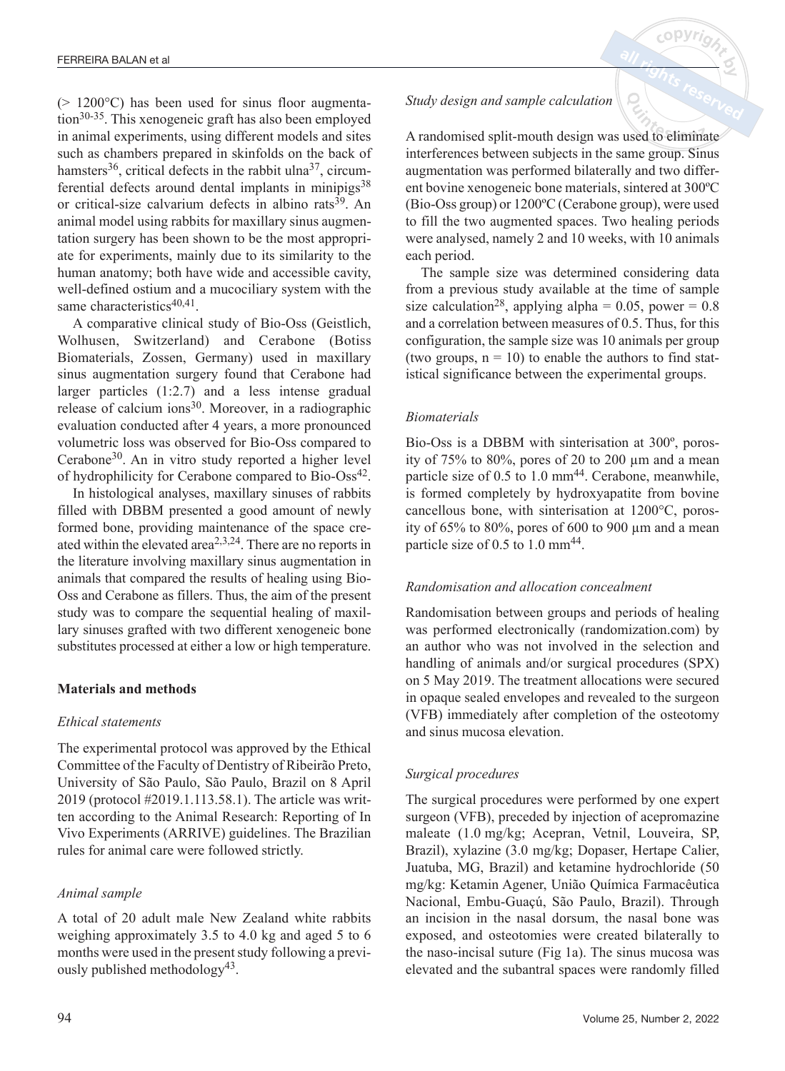(> 1200°C) has been used for sinus floor augmentation[30-35]. This xenogeneic graft has also been employed in animal experiments, using different models and sites such as chambers prepared in skinfolds on the back of hamsters[36], critical defects in the rabbit ulna[37], circumferential defects around dental implants in minipigs[38] or critical-size calvarium defects in albino rats[39]. An animal model using rabbits for maxillary sinus augmentation surgery has been shown to be the most appropriate for experiments, mainly due to its similarity to the human anatomy; both have wide and accessible cavity, well-defined ostium and a mucociliary system with the same characteristics[40,41].

A comparative clinical study of Bio-Oss (Geistlich, Wolhusen, Switzerland) and Cerabone (Botiss Biomaterials, Zossen, Germany) used in maxillary sinus augmentation surgery found that Cerabone had larger particles (1:2.7) and a less intense gradual release of calcium ions[30]. Moreover, in a radiographic evaluation conducted after 4 years, a more pronounced volumetric loss was observed for Bio-Oss compared to Cerabone[30]. An in vitro study reported a higher level of hydrophilicity for Cerabone compared to Bio-Oss[42].

In histological analyses, maxillary sinuses of rabbits filled with DBBM presented a good amount of newly formed bone, providing maintenance of the space created within the elevated area[2,3,24]. There are no reports in the literature involving maxillary sinus augmentation in animals that compared the results of healing using Bio-Oss and Cerabone as fillers. Thus, the aim of the present study was to compare the sequential healing of maxillary sinuses grafted with two different xenogeneic bone substitutes processed at either a low or high temperature.

## Materials and methods

### *Ethical statements*

The experimental protocol was approved by the Ethical Committee of the Faculty of Dentistry of Ribeirão Preto, University of São Paulo, São Paulo, Brazil on 8 April 2019 (protocol #2019.1.113.58.1). The article was written according to the Animal Research: Reporting of In Vivo Experiments (ARRIVE) guidelines. The Brazilian rules for animal care were followed strictly.

### *Animal sample*

A total of 20 adult male New Zealand white rabbits weighing approximately 3.5 to 4.0 kg and aged 5 to 6 months were used in the present study following a previously published methodology[43].

### *Study design and sample calculation*

A randomised split-mouth design was used to eliminate interferences between subjects in the same group. Sinus augmentation was performed bilaterally and two different bovine xenogeneic bone materials, sintered at 300ºC (Bio-Oss group) or 1200ºC (Cerabone group), were used to fill the two augmented spaces. Two healing periods were analysed, namely 2 and 10 weeks, with 10 animals each period.

The sample size was determined considering data from a previous study available at the time of sample size calculation[28], applying alpha = 0.05, power = 0.8 and a correlation between measures of 0.5. Thus, for this configuration, the sample size was 10 animals per group (two groups, n = 10) to enable the authors to find statistical significance between the experimental groups.

### *Biomaterials*

Bio-Oss is a DBBM with sinterisation at 300º, porosity of 75% to 80%, pores of 20 to 200 µm and a mean particle size of 0.5 to 1.0 mm[44]. Cerabone, meanwhile, is formed completely by hydroxyapatite from bovine cancellous bone, with sinterisation at 1200°C, porosity of 65% to 80%, pores of 600 to 900 µm and a mean particle size of 0.5 to 1.0 mm[44].

### *Randomisation and allocation concealment*

Randomisation between groups and periods of healing was performed electronically (randomization.com) by an author who was not involved in the selection and handling of animals and/or surgical procedures (SPX) on 5 May 2019. The treatment allocations were secured in opaque sealed envelopes and revealed to the surgeon (VFB) immediately after completion of the osteotomy and sinus mucosa elevation.

### *Surgical procedures*

The surgical procedures were performed by one expert surgeon (VFB), preceded by injection of acepromazine maleate (1.0 mg/kg; Acepran, Vetnil, Louveira, SP, Brazil), xylazine (3.0 mg/kg; Dopaser, Hertape Calier, Juatuba, MG, Brazil) and ketamine hydrochloride (50 mg/kg: Ketamin Agener, União Química Farmacêutica Nacional, Embu-Guaçú, São Paulo, Brazil). Through an incision in the nasal dorsum, the nasal bone was exposed, and osteotomies were created bilaterally to the naso-incisal suture (Fig 1a). The sinus mucosa was elevated and the subantral spaces were randomly filled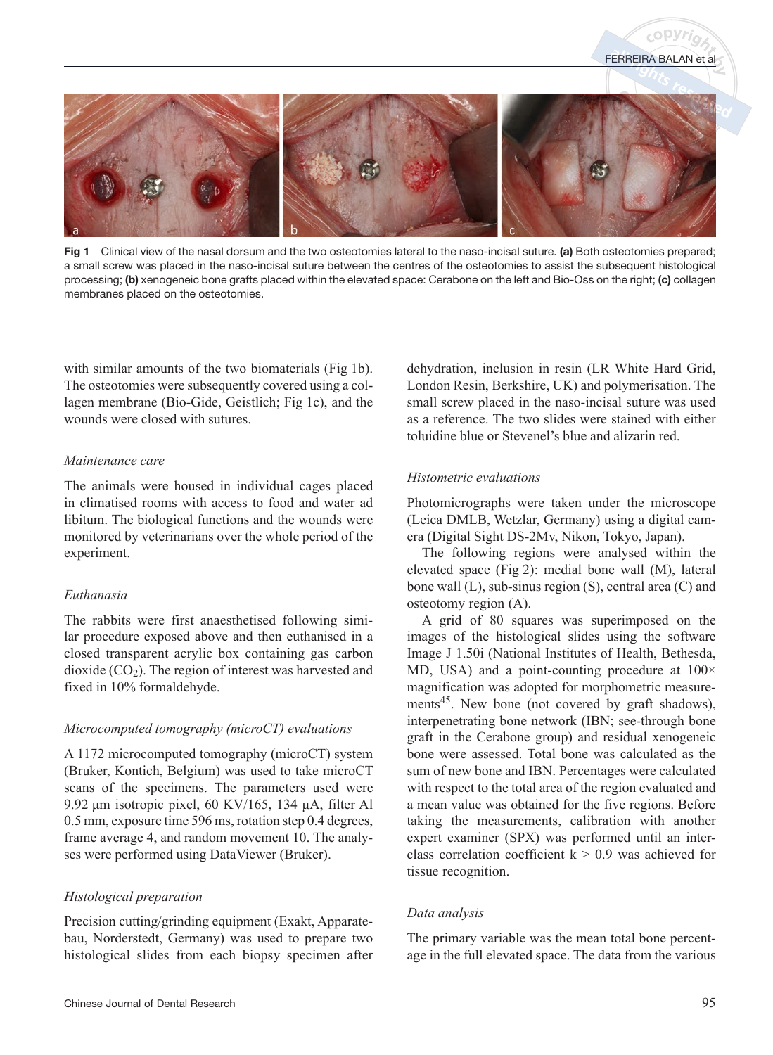**Fig 1** Clinical view of the nasal dorsum and the two osteotomies lateral to the naso-incisal suture. **(a)** Both osteotomies prepared; a small screw was placed in the naso-incisal suture between the centres of the osteotomies to assist the subsequent histological processing; **(b)** xenogeneic bone grafts placed within the elevated space: Cerabone on the left and Bio-Oss on the right; **(c)** collagen membranes placed on the osteotomies.

with similar amounts of the two biomaterials (Fig 1b). The osteotomies were subsequently covered using a collagen membrane (Bio-Gide, Geistlich; Fig 1c), and the wounds were closed with sutures.

*Maintenance care*

The animals were housed in individual cages placed in climatised rooms with access to food and water ad libitum. The biological functions and the wounds were monitored by veterinarians over the whole period of the experiment.

*Euthanasia*

The rabbits were first anaesthetised following similar procedure exposed above and then euthanised in a closed transparent acrylic box containing gas carbon dioxide ($CO_2$). The region of interest was harvested and fixed in 10% formaldehyde.

*Microcomputed tomography (microCT) evaluations*

A 1172 microcomputed tomography (microCT) system (Bruker, Kontich, Belgium) was used to take microCT scans of the specimens. The parameters used were 9.92 μm isotropic pixel, 60 KV/165, 134 μA, filter Al 0.5 mm, exposure time 596 ms, rotation step 0.4 degrees, frame average 4, and random movement 10. The analyses were performed using DataViewer (Bruker).

*Histological preparation*

Precision cutting/grinding equipment (Exakt, Apparatebau, Norderstedt, Germany) was used to prepare two histological slides from each biopsy specimen after dehydration, inclusion in resin (LR White Hard Grid, London Resin, Berkshire, UK) and polymerisation. The small screw placed in the naso-incisal suture was used as a reference. The two slides were stained with either toluidine blue or Stevenel's blue and alizarin red.

*Histometric evaluations*

Photomicrographs were taken under the microscope (Leica DMLB, Wetzlar, Germany) using a digital camera (Digital Sight DS-2Mv, Nikon, Tokyo, Japan).

The following regions were analysed within the elevated space (Fig 2): medial bone wall (M), lateral bone wall (L), sub-sinus region (S), central area (C) and osteotomy region (A).

A grid of 80 squares was superimposed on the images of the histological slides using the software Image J 1.50i (National Institutes of Health, Bethesda, MD, USA) and a point-counting procedure at 100× magnification was adopted for morphometric measurements[45]. New bone (not covered by graft shadows), interpenetrating bone network (IBN; see-through bone graft in the Cerabone group) and residual xenogeneic bone were assessed. Total bone was calculated as the sum of new bone and IBN. Percentages were calculated with respect to the total area of the region evaluated and a mean value was obtained for the five regions. Before taking the measurements, calibration with another expert examiner (SPX) was performed until an interclass correlation coefficient k > 0.9 was achieved for tissue recognition.

*Data analysis*

The primary variable was the mean total bone percentage in the full elevated space. The data from the various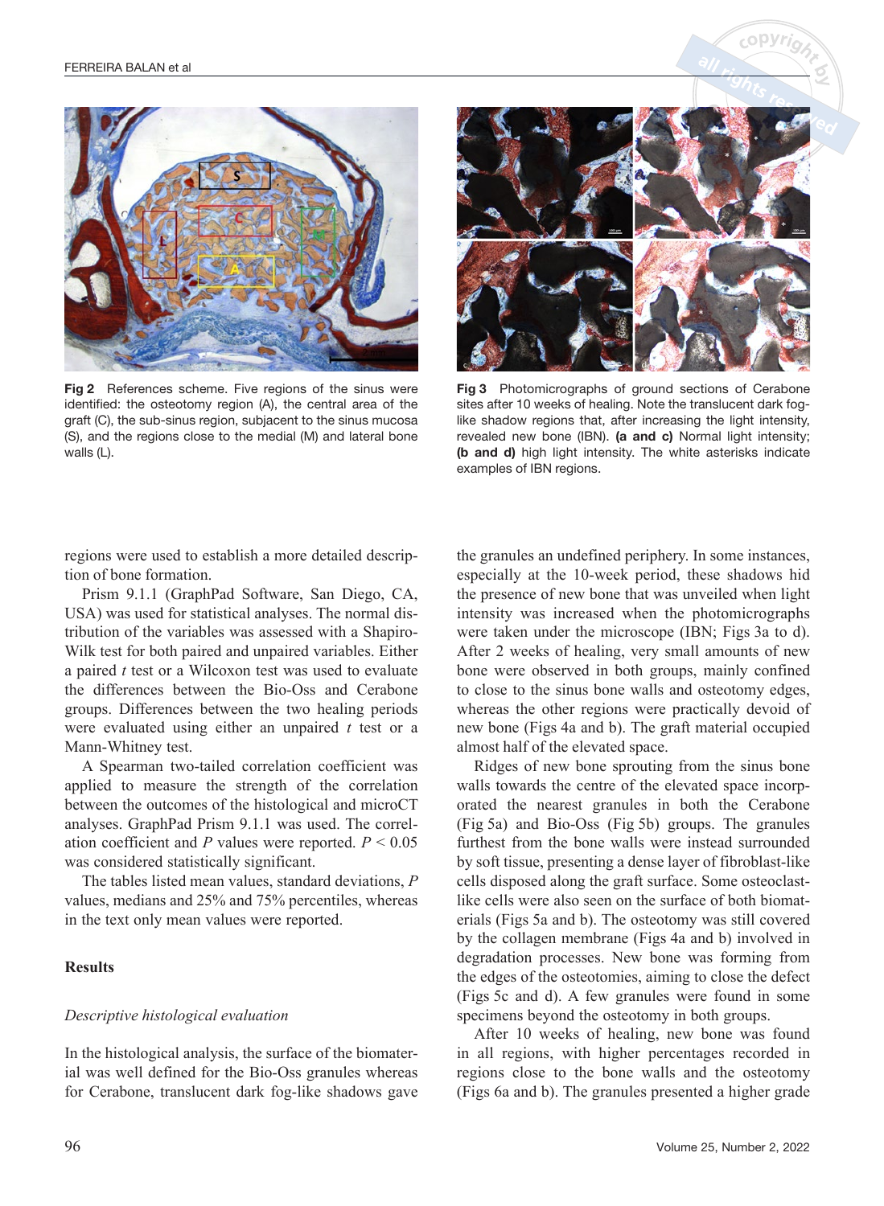Fig 2 References scheme. Five regions of the sinus were identified: the osteotomy region (A), the central area of the graft (C), the sub-sinus region, subjacent to the sinus mucosa (S), and the regions close to the medial (M) and lateral bone walls (L).

Fig 3 Photomicrographs of ground sections of Cerabone sites after 10 weeks of healing. Note the translucent dark fog-like shadow regions that, after increasing the light intensity, revealed new bone (IBN). **(a and c)** Normal light intensity; **(b and d)** high light intensity. The white asterisks indicate examples of IBN regions.

regions were used to establish a more detailed description of bone formation.

Prism 9.1.1 (GraphPad Software, San Diego, CA, USA) was used for statistical analyses. The normal distribution of the variables was assessed with a Shapiro-Wilk test for both paired and unpaired variables. Either a paired *t* test or a Wilcoxon test was used to evaluate the differences between the Bio-Oss and Cerabone groups. Differences between the two healing periods were evaluated using either an unpaired *t* test or a Mann-Whitney test.

A Spearman two-tailed correlation coefficient was applied to measure the strength of the correlation between the outcomes of the histological and microCT analyses. GraphPad Prism 9.1.1 was used. The correlation coefficient and *P* values were reported. $P < 0.05$ was considered statistically significant.

The tables listed mean values, standard deviations, *P* values, medians and 25% and 75% percentiles, whereas in the text only mean values were reported.

## Results

### *Descriptive histological evaluation*

In the histological analysis, the surface of the biomaterial was well defined for the Bio-Oss granules whereas for Cerabone, translucent dark fog-like shadows gave the granules an undefined periphery. In some instances, especially at the 10-week period, these shadows hid the presence of new bone that was unveiled when light intensity was increased when the photomicrographs were taken under the microscope (IBN; Figs 3a to d). After 2 weeks of healing, very small amounts of new bone were observed in both groups, mainly confined to close to the sinus bone walls and osteotomy edges, whereas the other regions were practically devoid of new bone (Figs 4a and b). The graft material occupied almost half of the elevated space.

Ridges of new bone sprouting from the sinus bone walls towards the centre of the elevated space incorporated the nearest granules in both the Cerabone (Fig 5a) and Bio-Oss (Fig 5b) groups. The granules furthest from the bone walls were instead surrounded by soft tissue, presenting a dense layer of fibroblast-like cells disposed along the graft surface. Some osteoclast-like cells were also seen on the surface of both biomaterials (Figs 5a and b). The osteotomy was still covered by the collagen membrane (Figs 4a and b) involved in degradation processes. New bone was forming from the edges of the osteotomies, aiming to close the defect (Figs 5c and d). A few granules were found in some specimens beyond the osteotomy in both groups.

After 10 weeks of healing, new bone was found in all regions, with higher percentages recorded in regions close to the bone walls and the osteotomy (Figs 6a and b). The granules presented a higher grade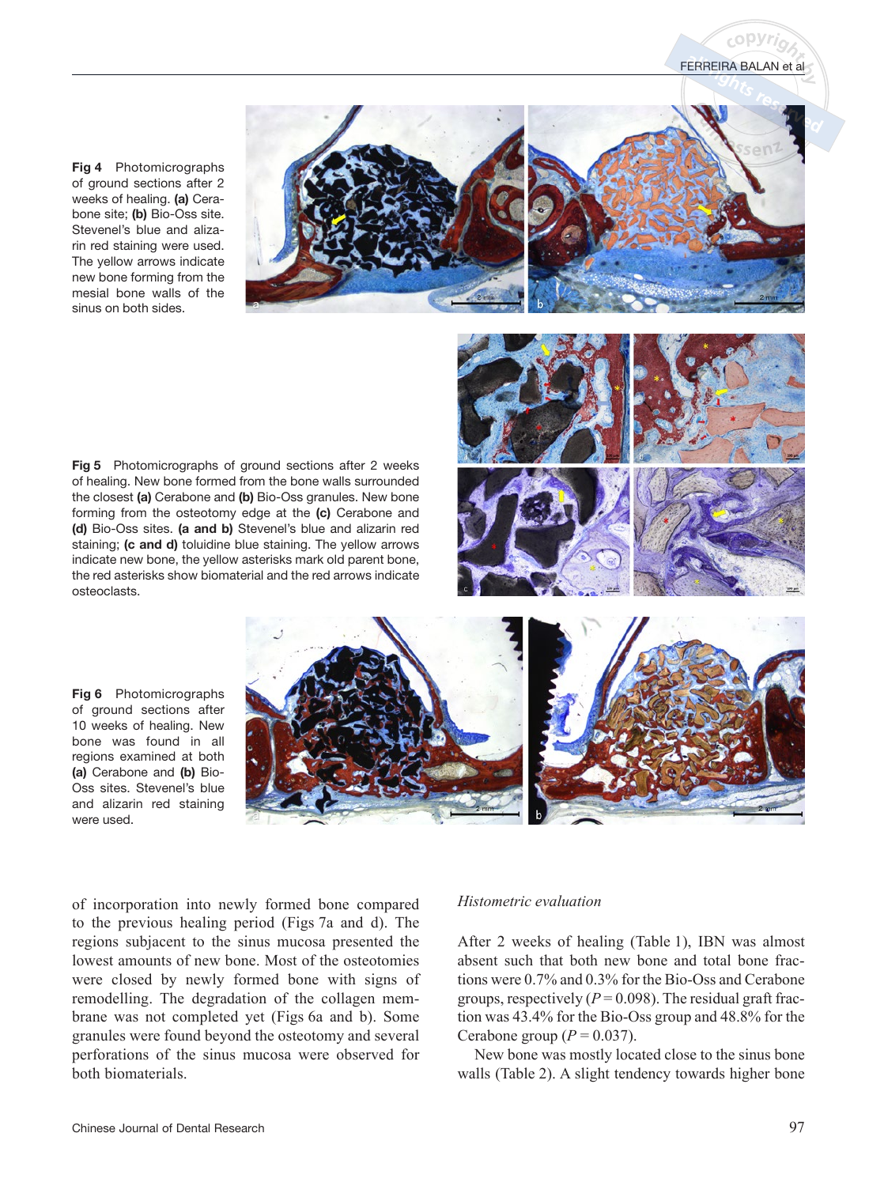Fig 4 Photomicrographs of ground sections after 2 weeks of healing. **(a)** Cerabone site; **(b)** Bio-Oss site. Stevenel's blue and alizarin red staining were used. The yellow arrows indicate new bone forming from the mesial bone walls of the sinus on both sides.

Fig 5 Photomicrographs of ground sections after 2 weeks of healing. New bone formed from the bone walls surrounded the closest **(a)** Cerabone and **(b)** Bio-Oss granules. New bone forming from the osteotomy edge at the **(c)** Cerabone and **(d)** Bio-Oss sites. **(a and b)** Stevenel's blue and alizarin red staining; **(c and d)** toluidine blue staining. The yellow arrows indicate new bone, the yellow asterisks mark old parent bone, the red asterisks show biomaterial and the red arrows indicate osteoclasts.

Fig 6 Photomicrographs of ground sections after 10 weeks of healing. New bone was found in all regions examined at both **(a)** Cerabone and **(b)** Bio-Oss sites. Stevenel's blue and alizarin red staining were used.

of incorporation into newly formed bone compared to the previous healing period (Figs 7a and d). The regions subjacent to the sinus mucosa presented the lowest amounts of new bone. Most of the osteotomies were closed by newly formed bone with signs of remodelling. The degradation of the collagen membrane was not completed yet (Figs 6a and b). Some granules were found beyond the osteotomy and several perforations of the sinus mucosa were observed for both biomaterials.

*Histometric evaluation*

After 2 weeks of healing (Table 1), IBN was almost absent such that both new bone and total bone fractions were 0.7% and 0.3% for the Bio-Oss and Cerabone groups, respectively ($P = 0.098$). The residual graft fraction was 43.4% for the Bio-Oss group and 48.8% for the Cerabone group ($P = 0.037$).

New bone was mostly located close to the sinus bone walls (Table 2). A slight tendency towards higher bone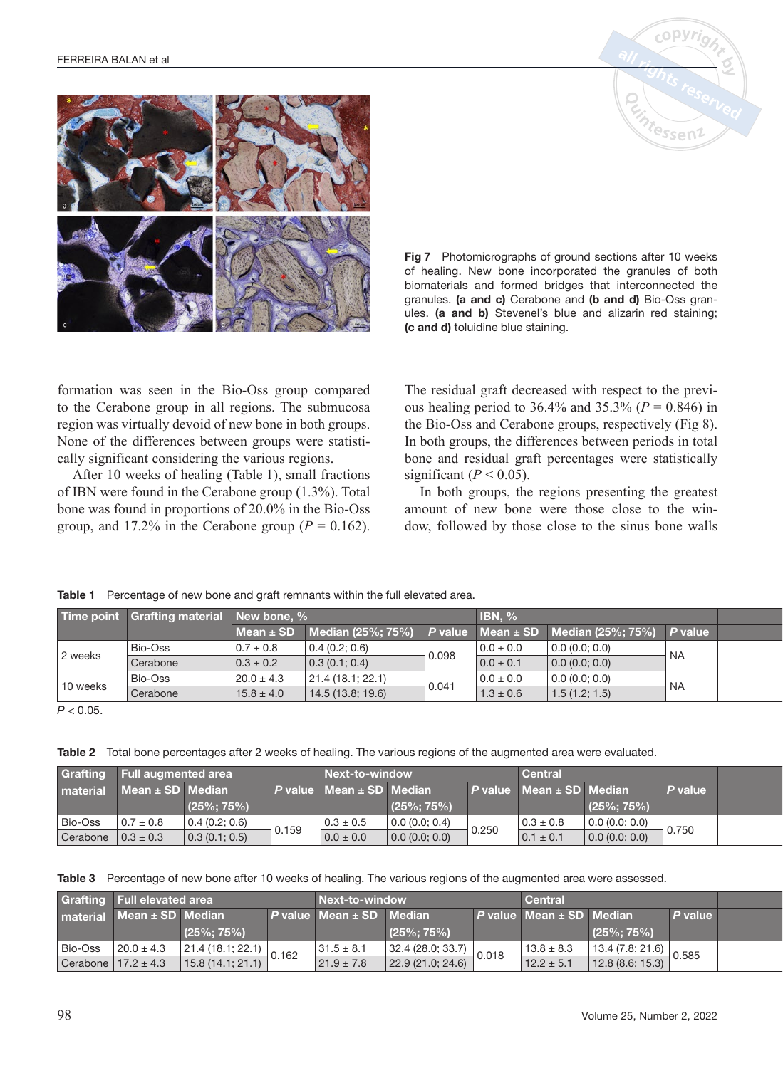Fig 7 Photomicrographs of ground sections after 10 weeks of healing. New bone incorporated the granules of both biomaterials and formed bridges that interconnected the granules. **(a and c)** Cerabone and **(b and d)** Bio-Oss granules. **(a and b)** Stevenel's blue and alizarin red staining; **(c and d)** toluidine blue staining.

formation was seen in the Bio-Oss group compared to the Cerabone group in all regions. The submucosa region was virtually devoid of new bone in both groups. None of the differences between groups were statistically significant considering the various regions.

After 10 weeks of healing (Table 1), small fractions of IBN were found in the Cerabone group (1.3%). Total bone was found in proportions of 20.0% in the Bio-Oss group, and 17.2% in the Cerabone group ($P = 0.162$). The residual graft decreased with respect to the previous healing period to 36.4% and 35.3% ($P = 0.846$) in the Bio-Oss and Cerabone groups, respectively (Fig 8). In both groups, the differences between periods in total bone and residual graft percentages were statistically significant ($P < 0.05$).

In both groups, the regions presenting the greatest amount of new bone were those close to the window, followed by those close to the sinus bone walls

**Table 1** Percentage of new bone and graft remnants within the full elevated area.

| Time point | Grafting material | New bone, % | | | IBN, % | | |
|---|---|---|---|---|---|---|---|
| | | Mean ± SD | Median (25%; 75%) | *P* value | Mean ± SD | Median (25%; 75%) | *P* value |
| 2 weeks | Bio-Oss | 0.7 ± 0.8 | 0.4 (0.2; 0.6) | 0.098 | 0.0 ± 0.0 | 0.0 (0.0; 0.0) | NA |
| | Cerabone | 0.3 ± 0.2 | 0.3 (0.1; 0.4) | | 0.0 ± 0.1 | 0.0 (0.0; 0.0) | |
| 10 weeks | Bio-Oss | 20.0 ± 4.3 | 21.4 (18.1; 22.1) | 0.041 | 0.0 ± 0.0 | 0.0 (0.0; 0.0) | NA |
| | Cerabone | 15.8 ± 4.0 | 14.5 (13.8; 19.6) | | 1.3 ± 0.6 | 1.5 (1.2; 1.5) | |

$P < 0.05$.

**Table 2** Total bone percentages after 2 weeks of healing. The various regions of the augmented area were evaluated.

| Grafting material | Full augmented area | | | Next-to-window | | | Central | | |
|---|---|---|---|---|---|---|---|---|---|
| | Mean ± SD | Median (25%; 75%) | *P* value | Mean ± SD | Median (25%; 75%) | *P* value | Mean ± SD | Median (25%; 75%) | *P* value |
| Bio-Oss | 0.7 ± 0.8 | 0.4 (0.2; 0.6) | 0.159 | 0.3 ± 0.5 | 0.0 (0.0; 0.4) | 0.250 | 0.3 ± 0.8 | 0.0 (0.0; 0.0) | 0.750 |
| Cerabone | 0.3 ± 0.3 | 0.3 (0.1; 0.5) | | 0.0 ± 0.0 | 0.0 (0.0; 0.0) | | 0.1 ± 0.1 | 0.0 (0.0; 0.0) | |

**Table 3** Percentage of new bone after 10 weeks of healing. The various regions of the augmented area were assessed.

| Grafting material | Full elevated area | | | Next-to-window | | | Central | | |
|---|---|---|---|---|---|---|---|---|---|
| | Mean ± SD | Median (25%; 75%) | *P* value | Mean ± SD | Median (25%; 75%) | *P* value | Mean ± SD | Median (25%; 75%) | *P* value |
| Bio-Oss | 20.0 ± 4.3 | 21.4 (18.1; 22.1) | 0.162 | 31.5 ± 8.1 | 32.4 (28.0; 33.7) | 0.018 | 13.8 ± 8.3 | 13.4 (7.8; 21.6) | 0.585 |
| Cerabone | 17.2 ± 4.3 | 15.8 (14.1; 21.1) | | 21.9 ± 7.8 | 22.9 (21.0; 24.6) | | 12.2 ± 5.1 | 12.8 (8.6; 15.3) | |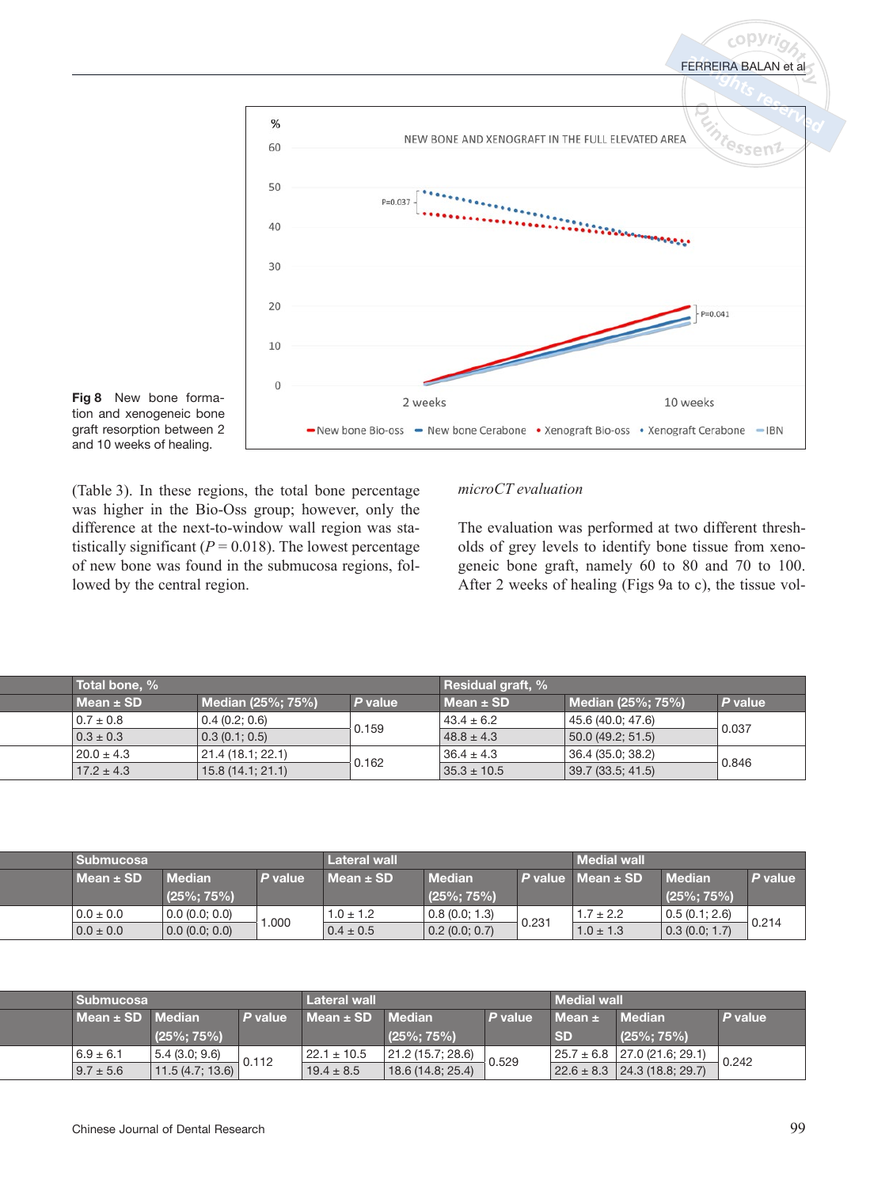Fig 8 New bone formation and xenogeneic bone graft resorption between 2 and 10 weeks of healing.

(Table 3). In these regions, the total bone percentage was higher in the Bio-Oss group; however, only the difference at the next-to-window wall region was statistically significant ($P = 0.018$). The lowest percentage of new bone was found in the submucosa regions, followed by the central region.

*microCT evaluation*

The evaluation was performed at two different thresholds of grey levels to identify bone tissue from xenogeneic bone graft, namely 60 to 80 and 70 to 100. After 2 weeks of healing (Figs 9a to c), the tissue vol-

| Total bone, % | | | Residual graft, % | | |
|---|---|---|---|---|---|
| Mean ± SD | Median (25%; 75%) | *P* value | Mean ± SD | Median (25%; 75%) | *P* value |
| 0.7 ± 0.8 | 0.4 (0.2; 0.6) | 0.159 | 43.4 ± 6.2 | 45.6 (40.0; 47.6) | 0.037 |
| 0.3 ± 0.3 | 0.3 (0.1; 0.5) | | 48.8 ± 4.3 | 50.0 (49.2; 51.5) | |
| 20.0 ± 4.3 | 21.4 (18.1; 22.1) | 0.162 | 36.4 ± 4.3 | 36.4 (35.0; 38.2) | 0.846 |
| 17.2 ± 4.3 | 15.8 (14.1; 21.1) | | 35.3 ± 10.5 | 39.7 (33.5; 41.5) | |

| Submucosa | | | Lateral wall | | | Medial wall | | |
|---|---|---|---|---|---|---|---|---|
| Mean ± SD | Median (25%; 75%) | *P* value | Mean ± SD | Median (25%; 75%) | *P* value | Mean ± SD | Median (25%; 75%) | *P* value |
| 0.0 ± 0.0 | 0.0 (0.0; 0.0) | 1.000 | 1.0 ± 1.2 | 0.8 (0.0; 1.3) | 0.231 | 1.7 ± 2.2 | 0.5 (0.1; 2.6) | 0.214 |
| 0.0 ± 0.0 | 0.0 (0.0; 0.0) | | 0.4 ± 0.5 | 0.2 (0.0; 0.7) | | 1.0 ± 1.3 | 0.3 (0.0; 1.7) | |

| Submucosa | | | Lateral wall | | | Medial wall | | |
|---|---|---|---|---|---|---|---|---|
| Mean ± SD | Median (25%; 75%) | *P* value | Mean ± SD | Median (25%; 75%) | *P* value | Mean ± SD | Median (25%; 75%) | *P* value |
| 6.9 ± 6.1 | 5.4 (3.0; 9.6) | 0.112 | 22.1 ± 10.5 | 21.2 (15.7; 28.6) | 0.529 | 25.7 ± 6.8 | 27.0 (21.6; 29.1) | 0.242 |
| 9.7 ± 5.6 | 11.5 (4.7; 13.6) | | 19.4 ± 8.5 | 18.6 (14.8; 25.4) | | 22.6 ± 8.3 | 24.3 (18.8; 29.7) | |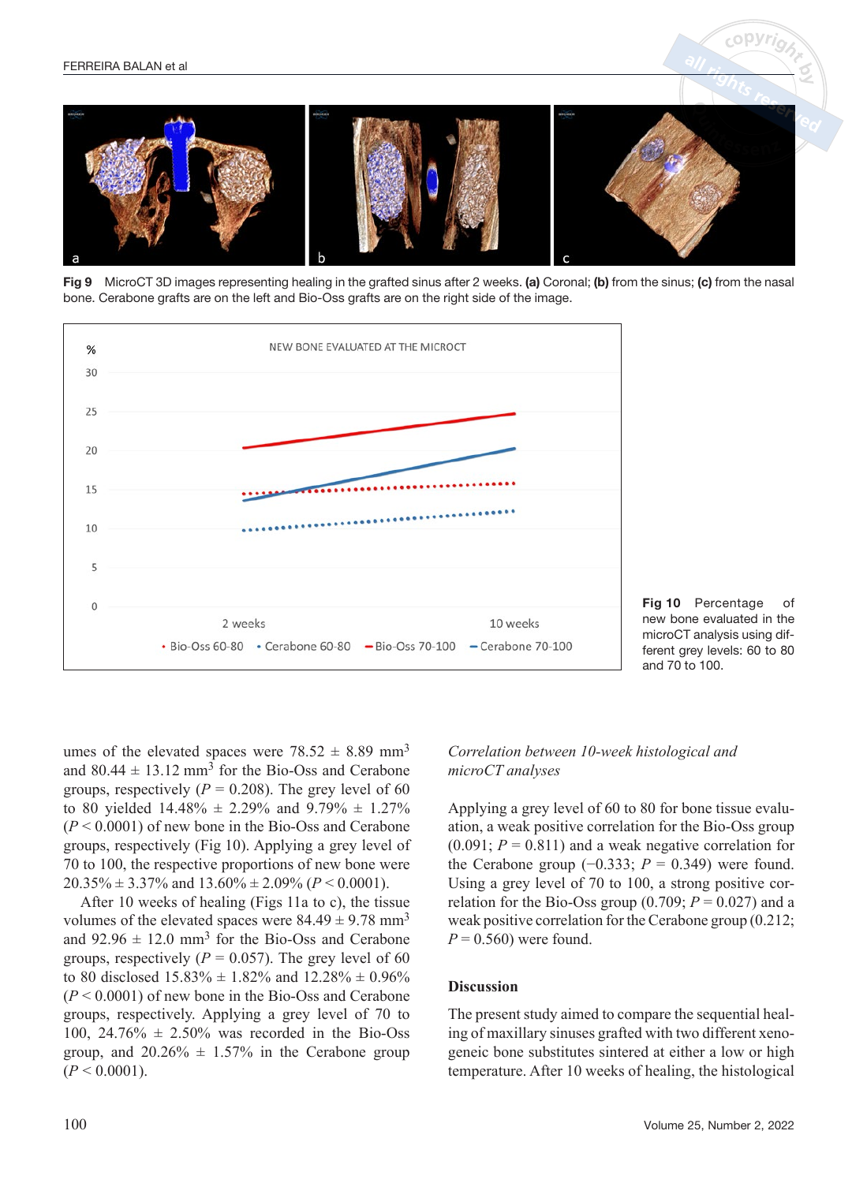**Fig 9** MicroCT 3D images representing healing in the grafted sinus after 2 weeks. **(a)** Coronal; **(b)** from the sinus; **(c)** from the nasal bone. Cerabone grafts are on the left and Bio-Oss grafts are on the right side of the image.

**Fig 10** Percentage of new bone evaluated in the microCT analysis using different grey levels: 60 to 80 and 70 to 100.

umes of the elevated spaces were 78.52 ± 8.89 $mm^3$ and 80.44 ± 13.12 $mm^3$ for the Bio-Oss and Cerabone groups, respectively ($P = 0.208$). The grey level of 60 to 80 yielded 14.48% ± 2.29% and 9.79% ± 1.27% ($P < 0.0001$) of new bone in the Bio-Oss and Cerabone groups, respectively (Fig 10). Applying a grey level of 70 to 100, the respective proportions of new bone were 20.35% ± 3.37% and 13.60% ± 2.09% ($P < 0.0001$).

After 10 weeks of healing (Figs 11a to c), the tissue volumes of the elevated spaces were 84.49 ± 9.78 $mm^3$ and 92.96 ± 12.0 $mm^3$ for the Bio-Oss and Cerabone groups, respectively ($P = 0.057$). The grey level of 60 to 80 disclosed 15.83% ± 1.82% and 12.28% ± 0.96% ($P < 0.0001$) of new bone in the Bio-Oss and Cerabone groups, respectively. Applying a grey level of 70 to 100, 24.76% ± 2.50% was recorded in the Bio-Oss group, and 20.26% ± 1.57% in the Cerabone group ($P < 0.0001$).

### *Correlation between 10-week histological and microCT analyses*

Applying a grey level of 60 to 80 for bone tissue evaluation, a weak positive correlation for the Bio-Oss group (0.091; $P = 0.811$) and a weak negative correlation for the Cerabone group (−0.333; $P = 0.349$) were found. Using a grey level of 70 to 100, a strong positive correlation for the Bio-Oss group (0.709; $P = 0.027$) and a weak positive correlation for the Cerabone group (0.212; $P = 0.560$) were found.

## Discussion

The present study aimed to compare the sequential healing of maxillary sinuses grafted with two different xenogeneic bone substitutes sintered at either a low or high temperature. After 10 weeks of healing, the histological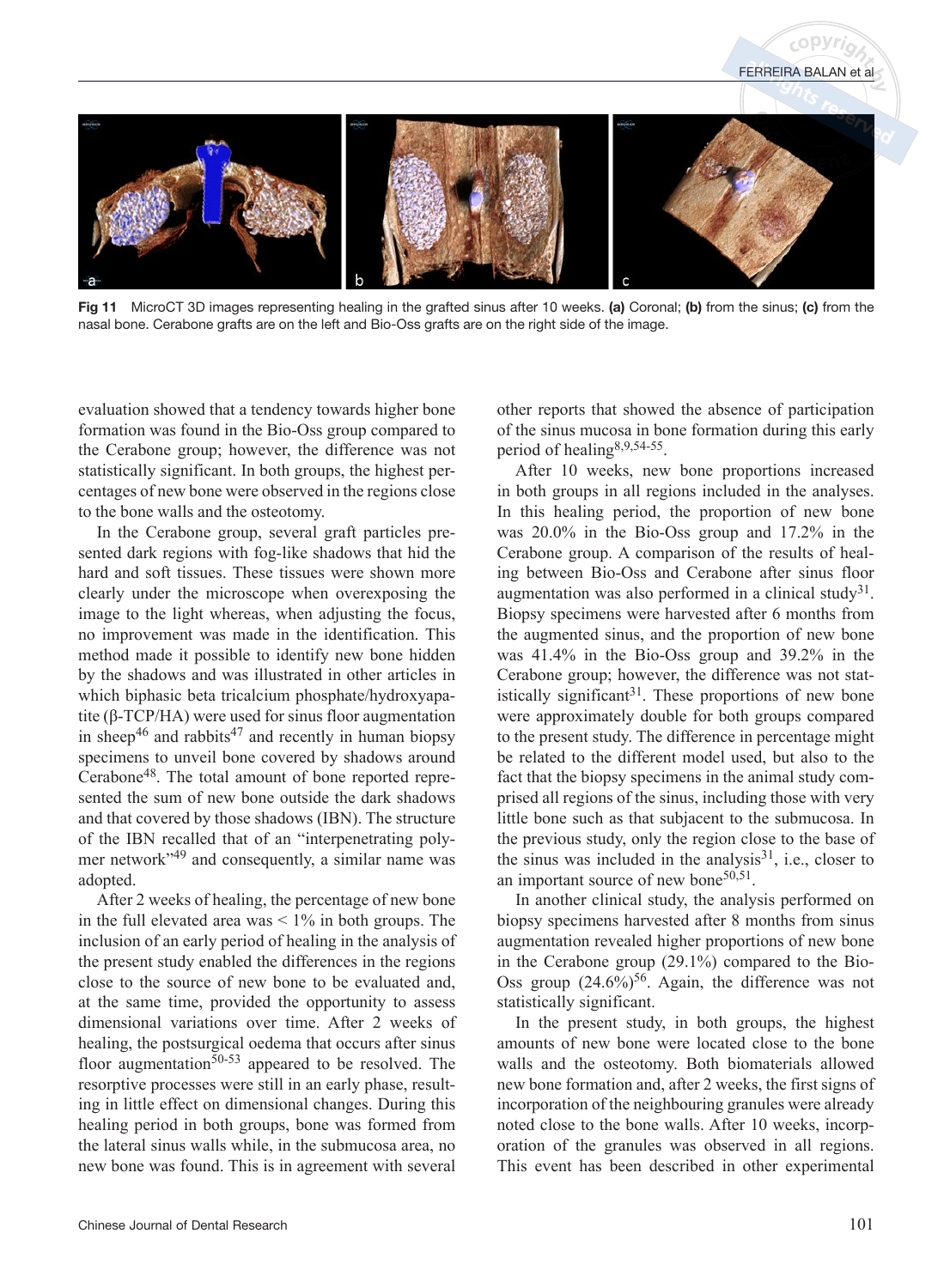Fig 11 MicroCT 3D images representing healing in the grafted sinus after 10 weeks. **(a)** Coronal; **(b)** from the sinus; **(c)** from the nasal bone. Cerabone grafts are on the left and Bio-Oss grafts are on the right side of the image.

evaluation showed that a tendency towards higher bone formation was found in the Bio-Oss group compared to the Cerabone group; however, the difference was not statistically significant. In both groups, the highest percentages of new bone were observed in the regions close to the bone walls and the osteotomy.

In the Cerabone group, several graft particles presented dark regions with fog-like shadows that hid the hard and soft tissues. These tissues were shown more clearly under the microscope when overexposing the image to the light whereas, when adjusting the focus, no improvement was made in the identification. This method made it possible to identify new bone hidden by the shadows and was illustrated in other articles in which biphasic beta tricalcium phosphate/hydroxyapatite (β-TCP/HA) were used for sinus floor augmentation in sheep[46] and rabbits[47] and recently in human biopsy specimens to unveil bone covered by shadows around Cerabone[48]. The total amount of bone reported represented the sum of new bone outside the dark shadows and that covered by those shadows (IBN). The structure of the IBN recalled that of an "interpenetrating polymer network"[49] and consequently, a similar name was adopted.

After 2 weeks of healing, the percentage of new bone in the full elevated area was < 1% in both groups. The inclusion of an early period of healing in the analysis of the present study enabled the differences in the regions close to the source of new bone to be evaluated and, at the same time, provided the opportunity to assess dimensional variations over time. After 2 weeks of healing, the postsurgical oedema that occurs after sinus floor augmentation[50-53] appeared to be resolved. The resorptive processes were still in an early phase, resulting in little effect on dimensional changes. During this healing period in both groups, bone was formed from the lateral sinus walls while, in the submucosa area, no new bone was found. This is in agreement with several other reports that showed the absence of participation of the sinus mucosa in bone formation during this early period of healing[8,9,54-55].

After 10 weeks, new bone proportions increased in both groups in all regions included in the analyses. In this healing period, the proportion of new bone was 20.0% in the Bio-Oss group and 17.2% in the Cerabone group. A comparison of the results of healing between Bio-Oss and Cerabone after sinus floor augmentation was also performed in a clinical study[31]. Biopsy specimens were harvested after 6 months from the augmented sinus, and the proportion of new bone was 41.4% in the Bio-Oss group and 39.2% in the Cerabone group; however, the difference was not statistically significant[31]. These proportions of new bone were approximately double for both groups compared to the present study. The difference in percentage might be related to the different model used, but also to the fact that the biopsy specimens in the animal study comprised all regions of the sinus, including those with very little bone such as that subjacent to the submucosa. In the previous study, only the region close to the base of the sinus was included in the analysis[31], i.e., closer to an important source of new bone[50,51].

In another clinical study, the analysis performed on biopsy specimens harvested after 8 months from sinus augmentation revealed higher proportions of new bone in the Cerabone group (29.1%) compared to the Bio-Oss group (24.6%)[56]. Again, the difference was not statistically significant.

In the present study, in both groups, the highest amounts of new bone were located close to the bone walls and the osteotomy. Both biomaterials allowed new bone formation and, after 2 weeks, the first signs of incorporation of the neighbouring granules were already noted close to the bone walls. After 10 weeks, incorporation of the granules was observed in all regions. This event has been described in other experimental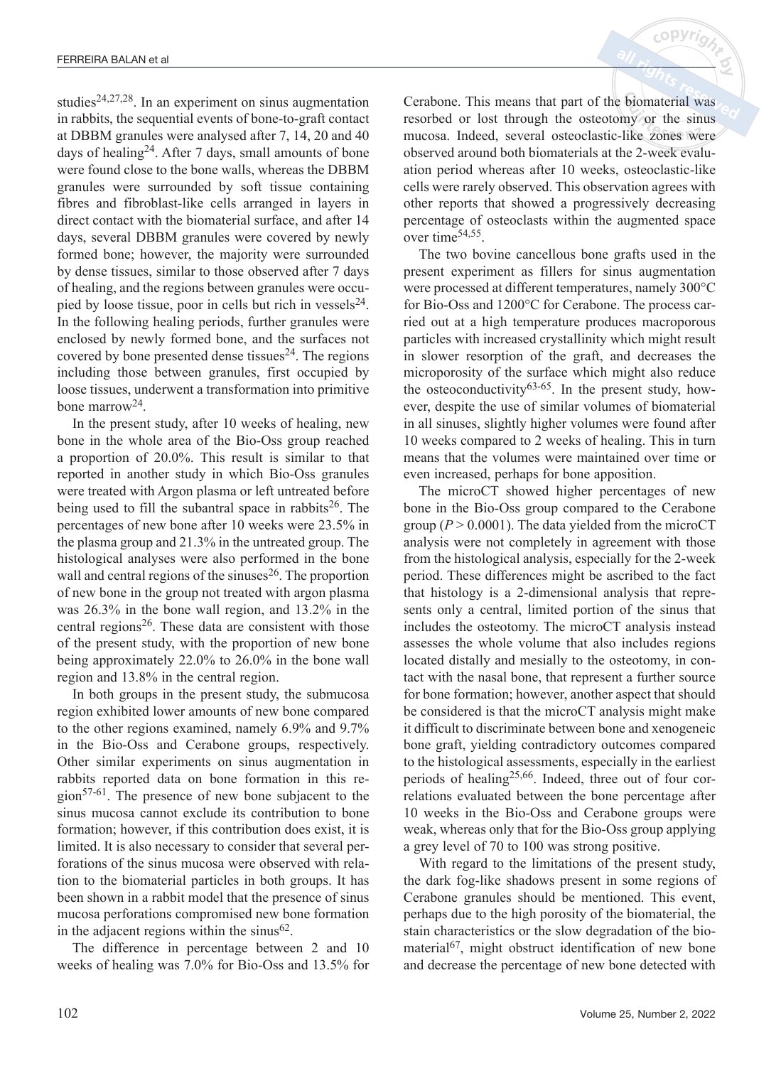studies[24,27,28]. In an experiment on sinus augmentation in rabbits, the sequential events of bone-to-graft contact at DBBM granules were analysed after 7, 14, 20 and 40 days of healing[24]. After 7 days, small amounts of bone were found close to the bone walls, whereas the DBBM granules were surrounded by soft tissue containing fibres and fibroblast-like cells arranged in layers in direct contact with the biomaterial surface, and after 14 days, several DBBM granules were covered by newly formed bone; however, the majority were surrounded by dense tissues, similar to those observed after 7 days of healing, and the regions between granules were occupied by loose tissue, poor in cells but rich in vessels[24]. In the following healing periods, further granules were enclosed by newly formed bone, and the surfaces not covered by bone presented dense tissues[24]. The regions including those between granules, first occupied by loose tissues, underwent a transformation into primitive bone marrow[24].

In the present study, after 10 weeks of healing, new bone in the whole area of the Bio-Oss group reached a proportion of 20.0%. This result is similar to that reported in another study in which Bio-Oss granules were treated with Argon plasma or left untreated before being used to fill the subantral space in rabbits[26]. The percentages of new bone after 10 weeks were 23.5% in the plasma group and 21.3% in the untreated group. The histological analyses were also performed in the bone wall and central regions of the sinuses[26]. The proportion of new bone in the group not treated with argon plasma was 26.3% in the bone wall region, and 13.2% in the central regions[26]. These data are consistent with those of the present study, with the proportion of new bone being approximately 22.0% to 26.0% in the bone wall region and 13.8% in the central region.

In both groups in the present study, the submucosa region exhibited lower amounts of new bone compared to the other regions examined, namely 6.9% and 9.7% in the Bio-Oss and Cerabone groups, respectively. Other similar experiments on sinus augmentation in rabbits reported data on bone formation in this region[57-61]. The presence of new bone subjacent to the sinus mucosa cannot exclude its contribution to bone formation; however, if this contribution does exist, it is limited. It is also necessary to consider that several perforations of the sinus mucosa were observed with relation to the biomaterial particles in both groups. It has been shown in a rabbit model that the presence of sinus mucosa perforations compromised new bone formation in the adjacent regions within the sinus[62].

The difference in percentage between 2 and 10 weeks of healing was 7.0% for Bio-Oss and 13.5% for Cerabone. This means that part of the biomaterial was resorbed or lost through the osteotomy or the sinus mucosa. Indeed, several osteoclastic-like zones were observed around both biomaterials at the 2-week evaluation period whereas after 10 weeks, osteoclastic-like cells were rarely observed. This observation agrees with other reports that showed a progressively decreasing percentage of osteoclasts within the augmented space over time[54,55].

The two bovine cancellous bone grafts used in the present experiment as fillers for sinus augmentation were processed at different temperatures, namely 300°C for Bio-Oss and 1200°C for Cerabone. The process carried out at a high temperature produces macroporous particles with increased crystallinity which might result in slower resorption of the graft, and decreases the microporosity of the surface which might also reduce the osteoconductivity[63-65]. In the present study, however, despite the use of similar volumes of biomaterial in all sinuses, slightly higher volumes were found after 10 weeks compared to 2 weeks of healing. This in turn means that the volumes were maintained over time or even increased, perhaps for bone apposition.

The microCT showed higher percentages of new bone in the Bio-Oss group compared to the Cerabone group ($P > 0.0001$). The data yielded from the microCT analysis were not completely in agreement with those from the histological analysis, especially for the 2-week period. These differences might be ascribed to the fact that histology is a 2-dimensional analysis that represents only a central, limited portion of the sinus that includes the osteotomy. The microCT analysis instead assesses the whole volume that also includes regions located distally and mesially to the osteotomy, in contact with the nasal bone, that represent a further source for bone formation; however, another aspect that should be considered is that the microCT analysis might make it difficult to discriminate between bone and xenogeneic bone graft, yielding contradictory outcomes compared to the histological assessments, especially in the earliest periods of healing[25,66]. Indeed, three out of four correlations evaluated between the bone percentage after 10 weeks in the Bio-Oss and Cerabone groups were weak, whereas only that for the Bio-Oss group applying a grey level of 70 to 100 was strong positive.

With regard to the limitations of the present study, the dark fog-like shadows present in some regions of Cerabone granules should be mentioned. This event, perhaps due to the high porosity of the biomaterial, the stain characteristics or the slow degradation of the biomaterial[67], might obstruct identification of new bone and decrease the percentage of new bone detected with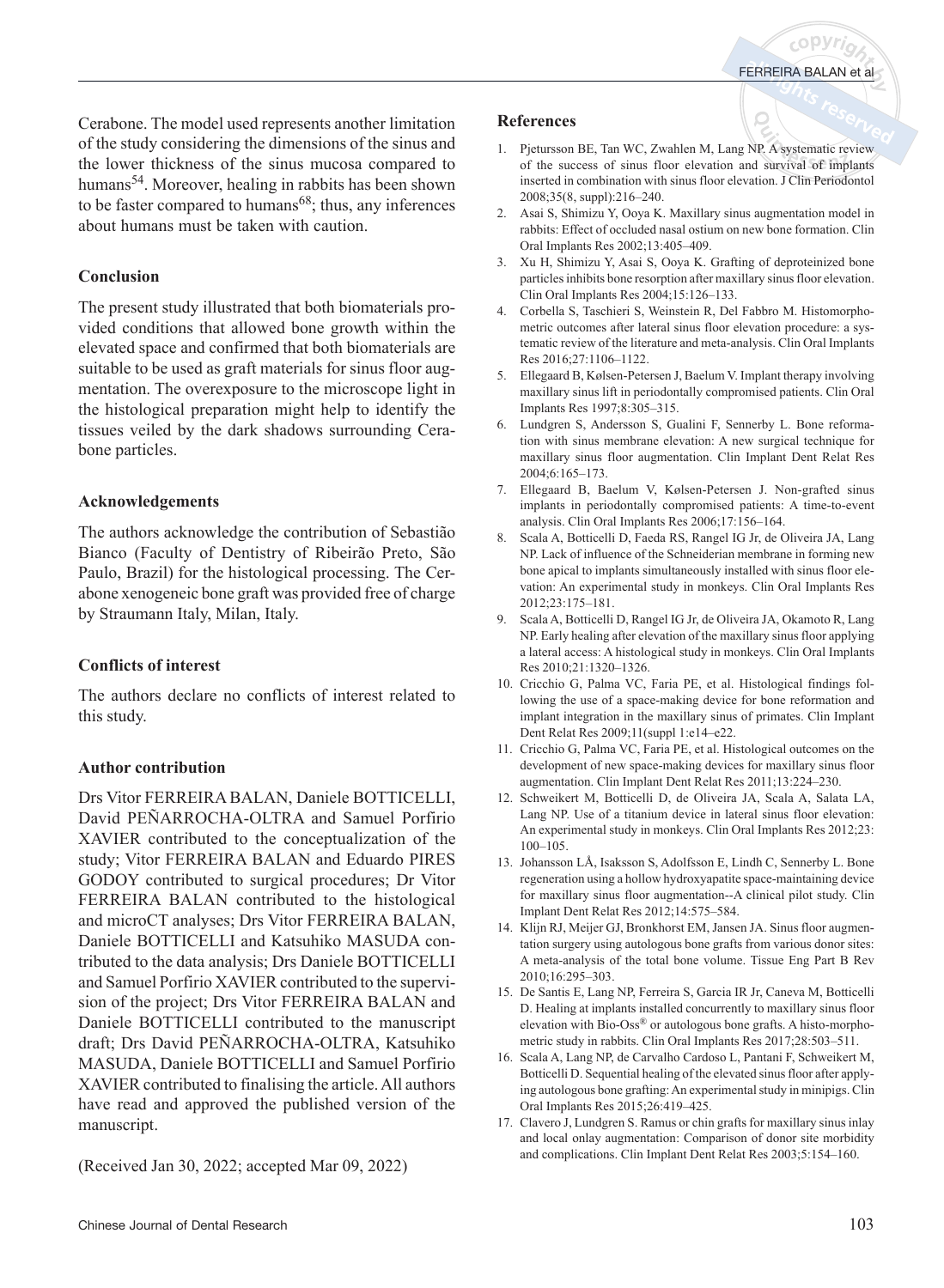Cerabone. The model used represents another limitation of the study considering the dimensions of the sinus and the lower thickness of the sinus mucosa compared to humans[54]. Moreover, healing in rabbits has been shown to be faster compared to humans[68]; thus, any inferences about humans must be taken with caution.

## Conclusion

The present study illustrated that both biomaterials provided conditions that allowed bone growth within the elevated space and confirmed that both biomaterials are suitable to be used as graft materials for sinus floor augmentation. The overexposure to the microscope light in the histological preparation might help to identify the tissues veiled by the dark shadows surrounding Cerabone particles.

## Acknowledgements

The authors acknowledge the contribution of Sebastião Bianco (Faculty of Dentistry of Ribeirão Preto, São Paulo, Brazil) for the histological processing. The Cerabone xenogeneic bone graft was provided free of charge by Straumann Italy, Milan, Italy.

## Conflicts of interest

The authors declare no conflicts of interest related to this study.

## Author contribution

Drs Vitor FERREIRA BALAN, Daniele BOTTICELLI, David PEÑARROCHA-OLTRA and Samuel Porfirio XAVIER contributed to the conceptualization of the study; Vitor FERREIRA BALAN and Eduardo PIRES GODOY contributed to surgical procedures; Dr Vitor FERREIRA BALAN contributed to the histological and microCT analyses; Drs Vitor FERREIRA BALAN, Daniele BOTTICELLI and Katsuhiko MASUDA contributed to the data analysis; Drs Daniele BOTTICELLI and Samuel Porfirio XAVIER contributed to the supervision of the project; Drs Vitor FERREIRA BALAN and Daniele BOTTICELLI contributed to the manuscript draft; Drs David PEÑARROCHA-OLTRA, Katsuhiko MASUDA, Daniele BOTTICELLI and Samuel Porfirio XAVIER contributed to finalising the article. All authors have read and approved the published version of the manuscript.

(Received Jan 30, 2022; accepted Mar 09, 2022)

## References

1. Pjetursson BE, Tan WC, Zwahlen M, Lang NP. A systematic review of the success of sinus floor elevation and survival of implants inserted in combination with sinus floor elevation. J Clin Periodontol 2008;35(8, suppl):216–240.
2. Asai S, Shimizu Y, Ooya K. Maxillary sinus augmentation model in rabbits: Effect of occluded nasal ostium on new bone formation. Clin Oral Implants Res 2002;13:405–409.
3. Xu H, Shimizu Y, Asai S, Ooya K. Grafting of deproteinized bone particles inhibits bone resorption after maxillary sinus floor elevation. Clin Oral Implants Res 2004;15:126–133.
4. Corbella S, Taschieri S, Weinstein R, Del Fabbro M. Histomorphometric outcomes after lateral sinus floor elevation procedure: a systematic review of the literature and meta-analysis. Clin Oral Implants Res 2016;27:1106–1122.
5. Ellegaard B, Kølsen-Petersen J, Baelum V. Implant therapy involving maxillary sinus lift in periodontally compromised patients. Clin Oral Implants Res 1997;8:305–315.
6. Lundgren S, Andersson S, Gualini F, Sennerby L. Bone reformation with sinus membrane elevation: A new surgical technique for maxillary sinus floor augmentation. Clin Implant Dent Relat Res 2004;6:165–173.
7. Ellegaard B, Baelum V, Kølsen-Petersen J. Non-grafted sinus implants in periodontally compromised patients: A time-to-event analysis. Clin Oral Implants Res 2006;17:156–164.
8. Scala A, Botticelli D, Faeda RS, Rangel IG Jr, de Oliveira JA, Lang NP. Lack of influence of the Schneiderian membrane in forming new bone apical to implants simultaneously installed with sinus floor elevation: An experimental study in monkeys. Clin Oral Implants Res 2012;23:175–181.
9. Scala A, Botticelli D, Rangel IG Jr, de Oliveira JA, Okamoto R, Lang NP. Early healing after elevation of the maxillary sinus floor applying a lateral access: A histological study in monkeys. Clin Oral Implants Res 2010;21:1320–1326.
10. Cricchio G, Palma VC, Faria PE, et al. Histological findings following the use of a space-making device for bone reformation and implant integration in the maxillary sinus of primates. Clin Implant Dent Relat Res 2009;11(suppl 1:e14–e22.
11. Cricchio G, Palma VC, Faria PE, et al. Histological outcomes on the development of new space-making devices for maxillary sinus floor augmentation. Clin Implant Dent Relat Res 2011;13:224–230.
12. Schweikert M, Botticelli D, de Oliveira JA, Scala A, Salata LA, Lang NP. Use of a titanium device in lateral sinus floor elevation: An experimental study in monkeys. Clin Oral Implants Res 2012;23: 100–105.
13. Johansson LÅ, Isaksson S, Adolfsson E, Lindh C, Sennerby L. Bone regeneration using a hollow hydroxyapatite space-maintaining device for maxillary sinus floor augmentation--A clinical pilot study. Clin Implant Dent Relat Res 2012;14:575–584.
14. Klijn RJ, Meijer GJ, Bronkhorst EM, Jansen JA. Sinus floor augmentation surgery using autologous bone grafts from various donor sites: A meta-analysis of the total bone volume. Tissue Eng Part B Rev 2010;16:295–303.
15. De Santis E, Lang NP, Ferreira S, Garcia IR Jr, Caneva M, Botticelli D. Healing at implants installed concurrently to maxillary sinus floor elevation with Bio-Oss® or autologous bone grafts. A histo-morphometric study in rabbits. Clin Oral Implants Res 2017;28:503–511.
16. Scala A, Lang NP, de Carvalho Cardoso L, Pantani F, Schweikert M, Botticelli D. Sequential healing of the elevated sinus floor after applying autologous bone grafting: An experimental study in minipigs. Clin Oral Implants Res 2015;26:419–425.
17. Clavero J, Lundgren S. Ramus or chin grafts for maxillary sinus inlay and local onlay augmentation: Comparison of donor site morbidity and complications. Clin Implant Dent Relat Res 2003;5:154–160.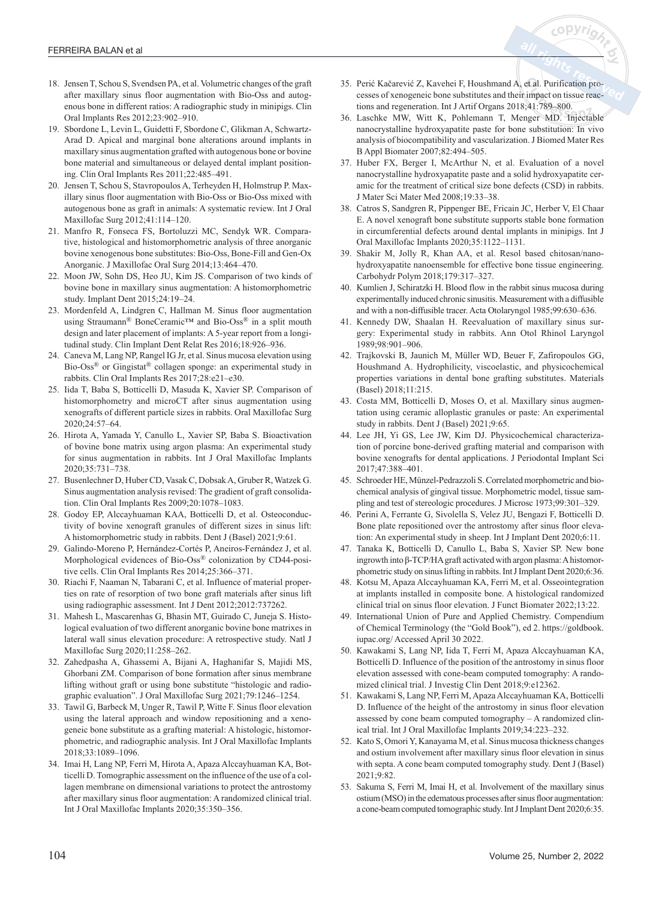18. Jensen T, Schou S, Svendsen PA, et al. Volumetric changes of the graft after maxillary sinus floor augmentation with Bio-Oss and autogenous bone in different ratios: A radiographic study in minipigs. Clin Oral Implants Res 2012;23:902–910.
19. Sbordone L, Levin L, Guidetti F, Sbordone C, Glikman A, Schwartz-Arad D. Apical and marginal bone alterations around implants in maxillary sinus augmentation grafted with autogenous bone or bovine bone material and simultaneous or delayed dental implant positioning. Clin Oral Implants Res 2011;22:485–491.
20. Jensen T, Schou S, Stavropoulos A, Terheyden H, Holmstrup P. Maxillary sinus floor augmentation with Bio-Oss or Bio-Oss mixed with autogenous bone as graft in animals: A systematic review. Int J Oral Maxillofac Surg 2012;41:114–120.
21. Manfro R, Fonseca FS, Bortoluzzi MC, Sendyk WR. Comparative, histological and histomorphometric analysis of three anorganic bovine xenogenous bone substitutes: Bio-Oss, Bone-Fill and Gen-Ox Anorganic. J Maxillofac Oral Surg 2014;13:464–470.
22. Moon JW, Sohn DS, Heo JU, Kim JS. Comparison of two kinds of bovine bone in maxillary sinus augmentation: A histomorphometric study. Implant Dent 2015;24:19–24.
23. Mordenfeld A, Lindgren C, Hallman M. Sinus floor augmentation using Straumann® BoneCeramic™ and Bio-Oss® in a split mouth design and later placement of implants: A 5-year report from a longitudinal study. Clin Implant Dent Relat Res 2016;18:926–936.
24. Caneva M, Lang NP, Rangel IG Jr, et al. Sinus mucosa elevation using Bio-Oss® or Gingistat® collagen sponge: an experimental study in rabbits. Clin Oral Implants Res 2017;28:e21–e30.
25. Iida T, Baba S, Botticelli D, Masuda K, Xavier SP. Comparison of histomorphometry and microCT after sinus augmentation using xenografts of different particle sizes in rabbits. Oral Maxillofac Surg 2020;24:57–64.
26. Hirota A, Yamada Y, Canullo L, Xavier SP, Baba S. Bioactivation of bovine bone matrix using argon plasma: An experimental study for sinus augmentation in rabbits. Int J Oral Maxillofac Implants 2020;35:731–738.
27. Busenlechner D, Huber CD, Vasak C, Dobsak A, Gruber R, Watzek G. Sinus augmentation analysis revised: The gradient of graft consolidation. Clin Oral Implants Res 2009;20:1078–1083.
28. Godoy EP, Alccayhuaman KAA, Botticelli D, et al. Osteoconductivity of bovine xenograft granules of different sizes in sinus lift: A histomorphometric study in rabbits. Dent J (Basel) 2021;9:61.
29. Galindo-Moreno P, Hernández-Cortés P, Aneiros-Fernández J, et al. Morphological evidences of Bio-Oss® colonization by CD44-positive cells. Clin Oral Implants Res 2014;25:366–371.
30. Riachi F, Naaman N, Tabarani C, et al. Influence of material properties on rate of resorption of two bone graft materials after sinus lift using radiographic assessment. Int J Dent 2012;2012:737262.
31. Mahesh L, Mascarenhas G, Bhasin MT, Guirado C, Juneja S. Histological evaluation of two different anorganic bovine bone matrixes in lateral wall sinus elevation procedure: A retrospective study. Natl J Maxillofac Surg 2020;11:258–262.
32. Zahedpasha A, Ghassemi A, Bijani A, Haghanifar S, Majidi MS, Ghorbani ZM. Comparison of bone formation after sinus membrane lifting without graft or using bone substitute "histologic and radiographic evaluation". J Oral Maxillofac Surg 2021;79:1246–1254.
33. Tawil G, Barbeck M, Unger R, Tawil P, Witte F. Sinus floor elevation using the lateral approach and window repositioning and a xenogeneic bone substitute as a grafting material: A histologic, histomorphometric, and radiographic analysis. Int J Oral Maxillofac Implants 2018;33:1089–1096.
34. Imai H, Lang NP, Ferri M, Hirota A, Apaza Alccayhuaman KA, Botticelli D. Tomographic assessment on the influence of the use of a collagen membrane on dimensional variations to protect the antrostomy after maxillary sinus floor augmentation: A randomized clinical trial. Int J Oral Maxillofac Implants 2020;35:350–356.
35. Perić Kačarević Z, Kavehei F, Houshmand A, et al. Purification processes of xenogeneic bone substitutes and their impact on tissue reactions and regeneration. Int J Artif Organs 2018;41:789–800.
36. Laschke MW, Witt K, Pohlemann T, Menger MD. Injectable nanocrystalline hydroxyapatite paste for bone substitution: In vivo analysis of biocompatibility and vascularization. J Biomed Mater Res B Appl Biomater 2007;82:494–505.
37. Huber FX, Berger I, McArthur N, et al. Evaluation of a novel nanocrystalline hydroxyapatite paste and a solid hydroxyapatite ceramic for the treatment of critical size bone defects (CSD) in rabbits. J Mater Sci Mater Med 2008;19:33–38.
38. Catros S, Sandgren R, Pippenger BE, Fricain JC, Herber V, El Chaar E. A novel xenograft bone substitute supports stable bone formation in circumferential defects around dental implants in minipigs. Int J Oral Maxillofac Implants 2020;35:1122–1131.
39. Shakir M, Jolly R, Khan AA, et al. Resol based chitosan/nano-hydroxyapatite nanoensemble for effective bone tissue engineering. Carbohydr Polym 2018;179:317–327.
40. Kumlien J, Schiratzki H. Blood flow in the rabbit sinus mucosa during experimentally induced chronic sinusitis. Measurement with a diffusible and with a non-diffusible tracer. Acta Otolaryngol 1985;99:630–636.
41. Kennedy DW, Shaalan H. Reevaluation of maxillary sinus surgery: Experimental study in rabbits. Ann Otol Rhinol Laryngol 1989;98:901–906.
42. Trajkovski B, Jaunich M, Müller WD, Beuer F, Zafiropoulos GG, Houshmand A. Hydrophilicity, viscoelastic, and physicochemical properties variations in dental bone grafting substitutes. Materials (Basel) 2018;11:215.
43. Costa MM, Botticelli D, Moses O, et al. Maxillary sinus augmentation using ceramic alloplastic granules or paste: An experimental study in rabbits. Dent J (Basel) 2021;9:65.
44. Lee JH, Yi GS, Lee JW, Kim DJ. Physicochemical characterization of porcine bone-derived grafting material and comparison with bovine xenografts for dental applications. J Periodontal Implant Sci 2017;47:388–401.
45. Schroeder HE, Münzel-Pedrazzoli S. Correlated morphometric and biochemical analysis of gingival tissue. Morphometric model, tissue sampling and test of stereologic procedures. J Microsc 1973;99:301–329.
46. Perini A, Ferrante G, Sivolella S, Velez JU, Bengazi F, Botticelli D. Bone plate repositioned over the antrostomy after sinus floor elevation: An experimental study in sheep. Int J Implant Dent 2020;6:11.
47. Tanaka K, Botticelli D, Canullo L, Baba S, Xavier SP. New bone ingrowth into β-TCP/HA graft activated with argon plasma: A histomorphometric study on sinus lifting in rabbits. Int J Implant Dent 2020;6:36.
48. Kotsu M, Apaza Alccayhuaman KA, Ferri M, et al. Osseointegration at implants installed in composite bone. A histological randomized clinical trial on sinus floor elevation. J Funct Biomater 2022;13:22.
49. International Union of Pure and Applied Chemistry. Compendium of Chemical Terminology (the "Gold Book"), ed 2. https://goldbook.iupac.org/ Accessed April 30 2022.
50. Kawakami S, Lang NP, Iida T, Ferri M, Apaza Alccayhuaman KA, Botticelli D. Influence of the position of the antrostomy in sinus floor elevation assessed with cone-beam computed tomography: A randomized clinical trial. J Investig Clin Dent 2018;9:e12362.
51. Kawakami S, Lang NP, Ferri M, Apaza Alccayhuaman KA, Botticelli D. Influence of the height of the antrostomy in sinus floor elevation assessed by cone beam computed tomography – A randomized clinical trial. Int J Oral Maxillofac Implants 2019;34:223–232.
52. Kato S, Omori Y, Kanayama M, et al. Sinus mucosa thickness changes and ostium involvement after maxillary sinus floor elevation in sinus with septa. A cone beam computed tomography study. Dent J (Basel) 2021;9:82.
53. Sakuma S, Ferri M, Imai H, et al. Involvement of the maxillary sinus ostium (MSO) in the edematous processes after sinus floor augmentation: a cone-beam computed tomographic study. Int J Implant Dent 2020;6:35.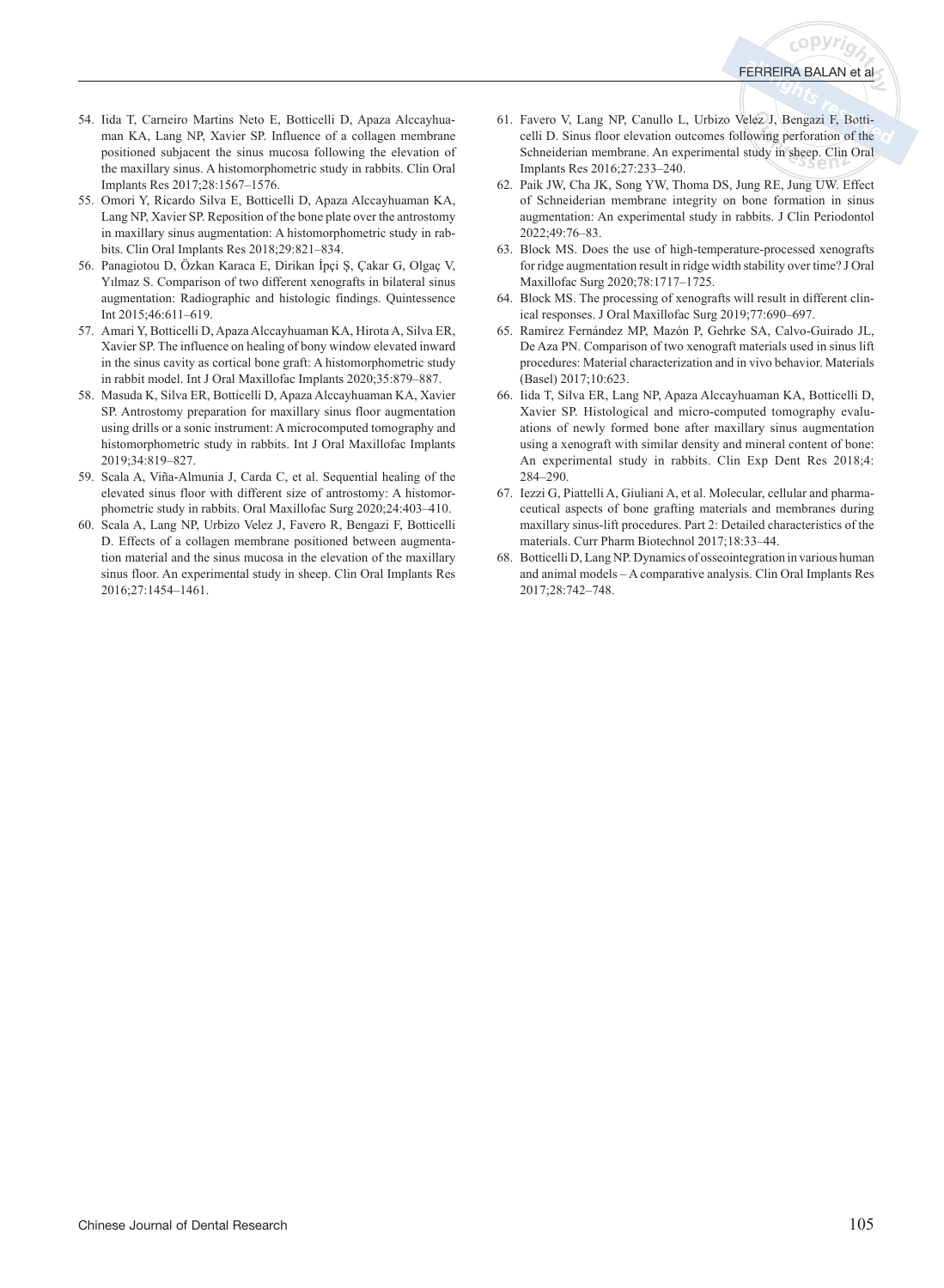54. Iida T, Carneiro Martins Neto E, Botticelli D, Apaza Alccayhuaman KA, Lang NP, Xavier SP. Influence of a collagen membrane positioned subjacent the sinus mucosa following the elevation of the maxillary sinus. A histomorphometric study in rabbits. Clin Oral Implants Res 2017;28:1567–1576.
55. Omori Y, Ricardo Silva E, Botticelli D, Apaza Alccayhuaman KA, Lang NP, Xavier SP. Reposition of the bone plate over the antrostomy in maxillary sinus augmentation: A histomorphometric study in rabbits. Clin Oral Implants Res 2018;29:821–834.
56. Panagiotou D, Özkan Karaca E, Dirikan İpçi Ş, Çakar G, Olgaç V, Yılmaz S. Comparison of two different xenografts in bilateral sinus augmentation: Radiographic and histologic findings. Quintessence Int 2015;46:611–619.
57. Amari Y, Botticelli D, Apaza Alccayhuaman KA, Hirota A, Silva ER, Xavier SP. The influence on healing of bony window elevated inward in the sinus cavity as cortical bone graft: A histomorphometric study in rabbit model. Int J Oral Maxillofac Implants 2020;35:879–887.
58. Masuda K, Silva ER, Botticelli D, Apaza Alccayhuaman KA, Xavier SP. Antrostomy preparation for maxillary sinus floor augmentation using drills or a sonic instrument: A microcomputed tomography and histomorphometric study in rabbits. Int J Oral Maxillofac Implants 2019;34:819–827.
59. Scala A, Viña-Almunia J, Carda C, et al. Sequential healing of the elevated sinus floor with different size of antrostomy: A histomorphometric study in rabbits. Oral Maxillofac Surg 2020;24:403–410.
60. Scala A, Lang NP, Urbizo Velez J, Favero R, Bengazi F, Botticelli D. Effects of a collagen membrane positioned between augmentation material and the sinus mucosa in the elevation of the maxillary sinus floor. An experimental study in sheep. Clin Oral Implants Res 2016;27:1454–1461.
61. Favero V, Lang NP, Canullo L, Urbizo Velez J, Bengazi F, Botticelli D. Sinus floor elevation outcomes following perforation of the Schneiderian membrane. An experimental study in sheep. Clin Oral Implants Res 2016;27:233–240.
62. Paik JW, Cha JK, Song YW, Thoma DS, Jung RE, Jung UW. Effect of Schneiderian membrane integrity on bone formation in sinus augmentation: An experimental study in rabbits. J Clin Periodontol 2022;49:76–83.
63. Block MS. Does the use of high-temperature-processed xenografts for ridge augmentation result in ridge width stability over time? J Oral Maxillofac Surg 2020;78:1717–1725.
64. Block MS. The processing of xenografts will result in different clinical responses. J Oral Maxillofac Surg 2019;77:690–697.
65. Ramírez Fernández MP, Mazón P, Gehrke SA, Calvo-Guirado JL, De Aza PN. Comparison of two xenograft materials used in sinus lift procedures: Material characterization and in vivo behavior. Materials (Basel) 2017;10:623.
66. Iida T, Silva ER, Lang NP, Apaza Alccayhuaman KA, Botticelli D, Xavier SP. Histological and micro-computed tomography evaluations of newly formed bone after maxillary sinus augmentation using a xenograft with similar density and mineral content of bone: An experimental study in rabbits. Clin Exp Dent Res 2018;4:284–290.
67. Iezzi G, Piattelli A, Giuliani A, et al. Molecular, cellular and pharmaceutical aspects of bone grafting materials and membranes during maxillary sinus-lift procedures. Part 2: Detailed characteristics of the materials. Curr Pharm Biotechnol 2017;18:33–44.
68. Botticelli D, Lang NP. Dynamics of osseointegration in various human and animal models – A comparative analysis. Clin Oral Implants Res 2017;28:742–748.